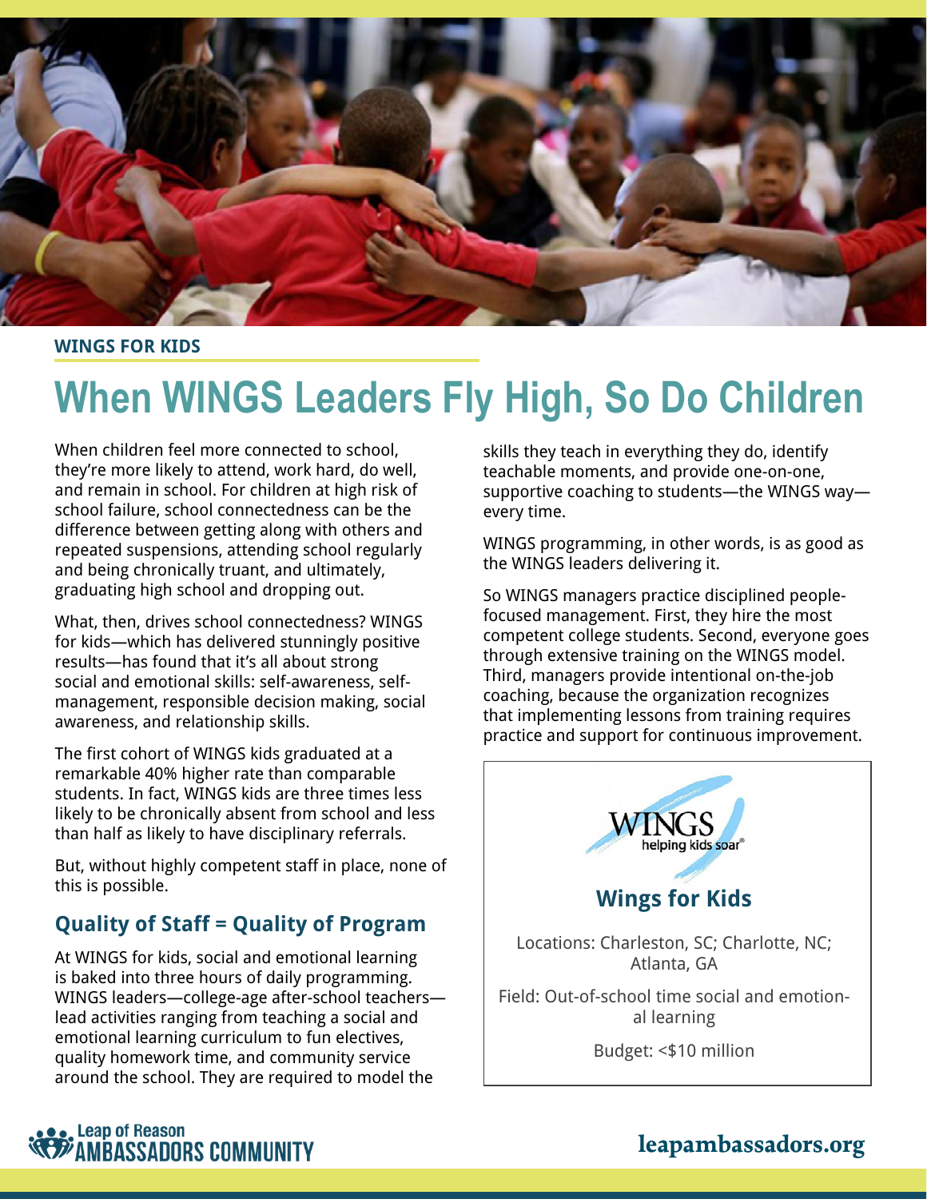WINGS FOR KIDS

# When WINGS Leaders Fly High, So Do Children

When children feel more connected to school, they're more likely to attend, work hard, do well, and remain in school. For children at high risk of school failure, school connectedness can be the difference between getting along with others and repeated suspensions, attending school regularly and being chronically truant, and ultimately, graduating high school and dropping out.

What, then, drives school connectedness? WINGS for kids—which has delivered stunningly positive results—has found that it's all about strong social and emotional skills: self-awareness, self-management, responsible decision making, social awareness, and relationship skills.

The first cohort of WINGS kids graduated at a remarkable 40% higher rate than comparable students. In fact, WINGS kids are three times less likely to be chronically absent from school and less than half as likely to have disciplinary referrals.

But, without highly competent staff in place, none of this is possible.

## Quality of Staff = Quality of Program

At WINGS for kids, social and emotional learning is baked into three hours of daily programming. WINGS leaders—college-age after-school teachers—lead activities ranging from teaching a social and emotional learning curriculum to fun electives, quality homework time, and community service around the school. They are required to model the skills they teach in everything they do, identify teachable moments, and provide one-on-one, supportive coaching to students—the WINGS way—every time.

WINGS programming, in other words, is as good as the WINGS leaders delivering it.

So WINGS managers practice disciplined people-focused management. First, they hire the most competent college students. Second, everyone goes through extensive training on the WINGS model. Third, managers provide intentional on-the-job coaching, because the organization recognizes that implementing lessons from training requires practice and support for continuous improvement.

WINGS helping kids soar®

**Wings for Kids**

Locations: Charleston, SC; Charlotte, NC; Atlanta, GA

Field: Out-of-school time social and emotional learning

Budget: <$10 million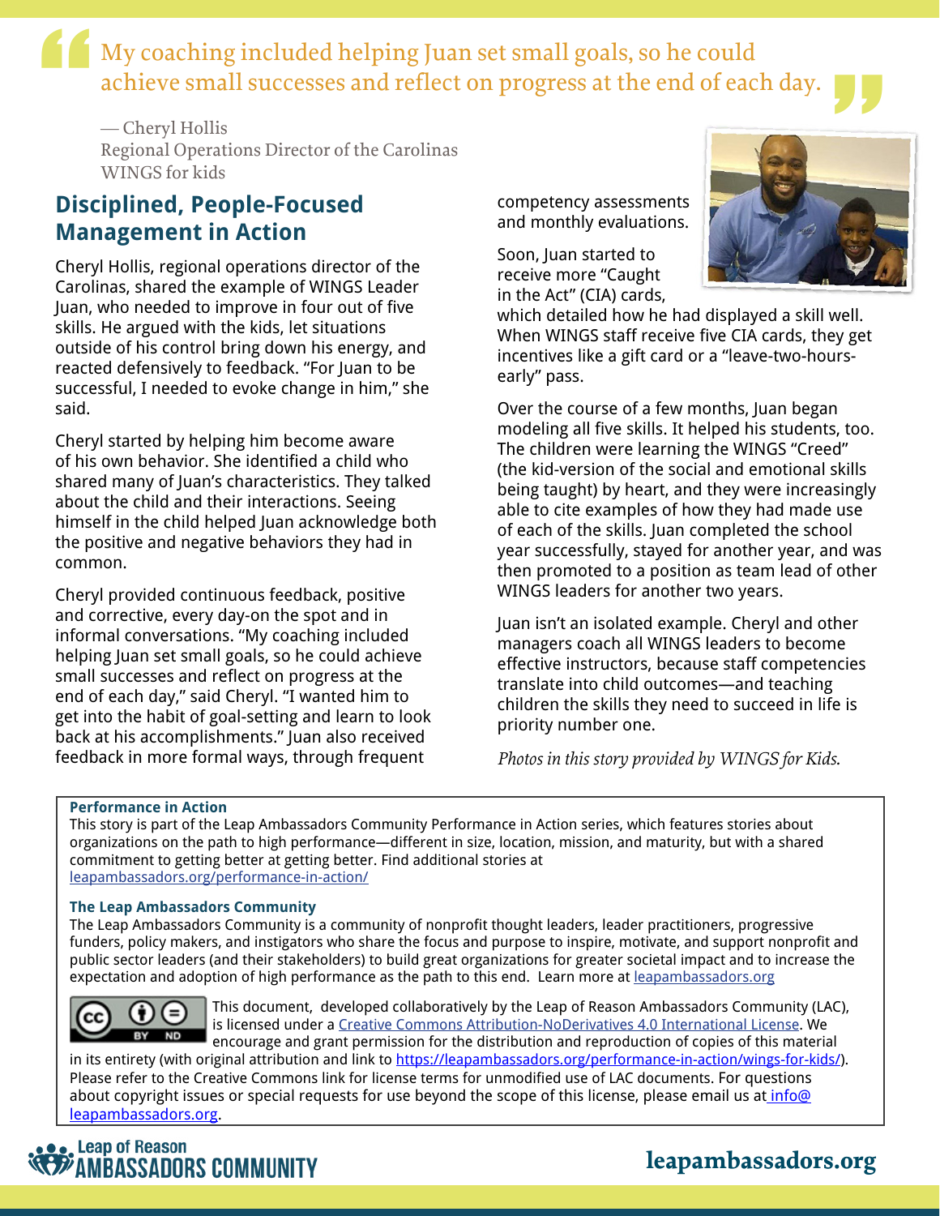> My coaching included helping Juan set small goals, so he could achieve small successes and reflect on progress at the end of each day.

— Cheryl Hollis
Regional Operations Director of the Carolinas
WINGS for kids

## Disciplined, People-Focused Management in Action

Cheryl Hollis, regional operations director of the Carolinas, shared the example of WINGS Leader Juan, who needed to improve in four out of five skills. He argued with the kids, let situations outside of his control bring down his energy, and reacted defensively to feedback. "For Juan to be successful, I needed to evoke change in him," she said.

Cheryl started by helping him become aware of his own behavior. She identified a child who shared many of Juan's characteristics. They talked about the child and their interactions. Seeing himself in the child helped Juan acknowledge both the positive and negative behaviors they had in common.

Cheryl provided continuous feedback, positive and corrective, every day-on the spot and in informal conversations. "My coaching included helping Juan set small goals, so he could achieve small successes and reflect on progress at the end of each day," said Cheryl. "I wanted him to get into the habit of goal-setting and learn to look back at his accomplishments." Juan also received feedback in more formal ways, through frequent competency assessments and monthly evaluations.

Soon, Juan started to receive more "Caught in the Act" (CIA) cards, which detailed how he had displayed a skill well. When WINGS staff receive five CIA cards, they get incentives like a gift card or a "leave-two-hours-early" pass.

Over the course of a few months, Juan began modeling all five skills. It helped his students, too. The children were learning the WINGS "Creed" (the kid-version of the social and emotional skills being taught) by heart, and they were increasingly able to cite examples of how they had made use of each of the skills. Juan completed the school year successfully, stayed for another year, and was then promoted to a position as team lead of other WINGS leaders for another two years.

Juan isn't an isolated example. Cheryl and other managers coach all WINGS leaders to become effective instructors, because staff competencies translate into child outcomes—and teaching children the skills they need to succeed in life is priority number one.

*Photos in this story provided by WINGS for Kids.*

---

**Performance in Action**
This story is part of the Leap Ambassadors Community Performance in Action series, which features stories about organizations on the path to high performance—different in size, location, mission, and maturity, but with a shared commitment to getting better at getting better. Find additional stories at leapambassadors.org/performance-in-action/

**The Leap Ambassadors Community**
The Leap Ambassadors Community is a community of nonprofit thought leaders, leader practitioners, progressive funders, policy makers, and instigators who share the focus and purpose to inspire, motivate, and support nonprofit and public sector leaders (and their stakeholders) to build great organizations for greater societal impact and to increase the expectation and adoption of high performance as the path to this end. Learn more at leapambassadors.org

This document, developed collaboratively by the Leap of Reason Ambassadors Community (LAC), is licensed under a Creative Commons Attribution-NoDerivatives 4.0 International License. We encourage and grant permission for the distribution and reproduction of copies of this material in its entirety (with original attribution and link to https://leapambassadors.org/performance-in-action/wings-for-kids/). Please refer to the Creative Commons link for license terms for unmodified use of LAC documents. For questions about copyright issues or special requests for use beyond the scope of this license, please email us at info@leapambassadors.org.

Leap of Reason AMBASSADORS COMMUNITY

leapambassadors.org